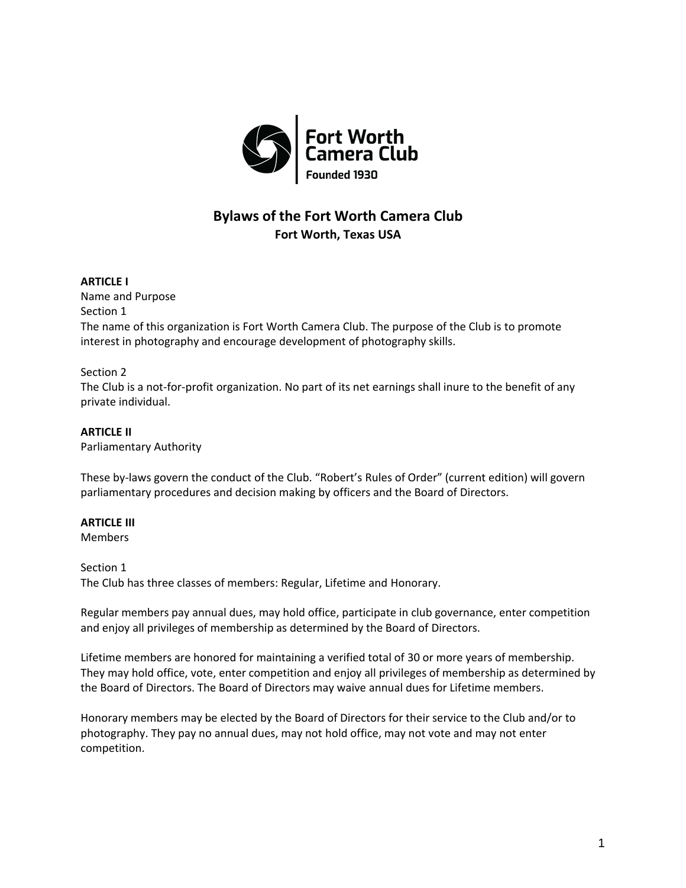Fort Worth Camera Club
Founded 1930

# Bylaws of the Fort Worth Camera Club

**Fort Worth, Texas USA**

**ARTICLE I**
Name and Purpose
Section 1
The name of this organization is Fort Worth Camera Club. The purpose of the Club is to promote interest in photography and encourage development of photography skills.

Section 2
The Club is a not-for-profit organization. No part of its net earnings shall inure to the benefit of any private individual.

**ARTICLE II**
Parliamentary Authority

These by-laws govern the conduct of the Club. "Robert's Rules of Order" (current edition) will govern parliamentary procedures and decision making by officers and the Board of Directors.

**ARTICLE III**
Members

Section 1
The Club has three classes of members: Regular, Lifetime and Honorary.

Regular members pay annual dues, may hold office, participate in club governance, enter competition and enjoy all privileges of membership as determined by the Board of Directors.

Lifetime members are honored for maintaining a verified total of 30 or more years of membership. They may hold office, vote, enter competition and enjoy all privileges of membership as determined by the Board of Directors. The Board of Directors may waive annual dues for Lifetime members.

Honorary members may be elected by the Board of Directors for their service to the Club and/or to photography. They pay no annual dues, may not hold office, may not vote and may not enter competition.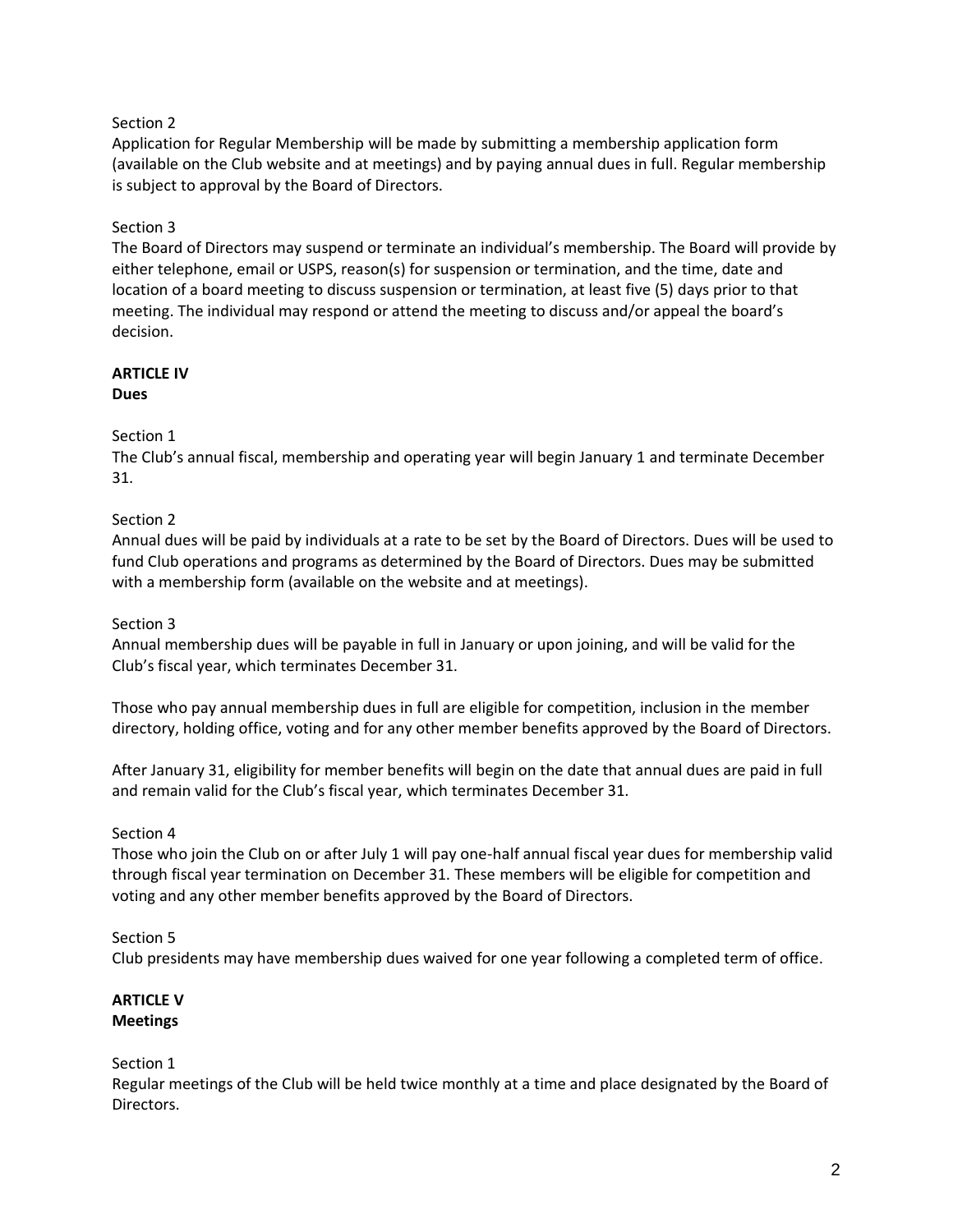Section 2
Application for Regular Membership will be made by submitting a membership application form (available on the Club website and at meetings) and by paying annual dues in full. Regular membership is subject to approval by the Board of Directors.

Section 3
The Board of Directors may suspend or terminate an individual's membership. The Board will provide by either telephone, email or USPS, reason(s) for suspension or termination, and the time, date and location of a board meeting to discuss suspension or termination, at least five (5) days prior to that meeting. The individual may respond or attend the meeting to discuss and/or appeal the board's decision.

## ARTICLE IV
**Dues**

Section 1
The Club's annual fiscal, membership and operating year will begin January 1 and terminate December 31.

Section 2
Annual dues will be paid by individuals at a rate to be set by the Board of Directors. Dues will be used to fund Club operations and programs as determined by the Board of Directors. Dues may be submitted with a membership form (available on the website and at meetings).

Section 3
Annual membership dues will be payable in full in January or upon joining, and will be valid for the Club's fiscal year, which terminates December 31.

Those who pay annual membership dues in full are eligible for competition, inclusion in the member directory, holding office, voting and for any other member benefits approved by the Board of Directors.

After January 31, eligibility for member benefits will begin on the date that annual dues are paid in full and remain valid for the Club's fiscal year, which terminates December 31.

Section 4
Those who join the Club on or after July 1 will pay one-half annual fiscal year dues for membership valid through fiscal year termination on December 31. These members will be eligible for competition and voting and any other member benefits approved by the Board of Directors.

Section 5
Club presidents may have membership dues waived for one year following a completed term of office.

## ARTICLE V
**Meetings**

Section 1
Regular meetings of the Club will be held twice monthly at a time and place designated by the Board of Directors.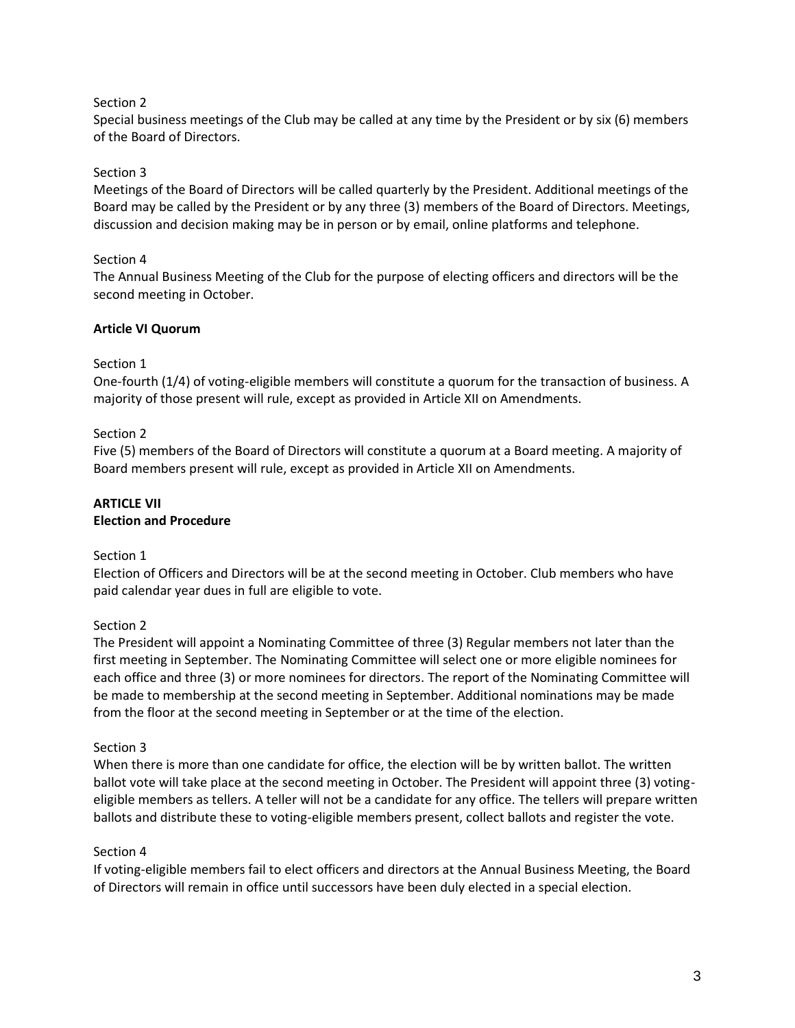Section 2

Special business meetings of the Club may be called at any time by the President or by six (6) members of the Board of Directors.

Section 3

Meetings of the Board of Directors will be called quarterly by the President. Additional meetings of the Board may be called by the President or by any three (3) members of the Board of Directors. Meetings, discussion and decision making may be in person or by email, online platforms and telephone.

Section 4

The Annual Business Meeting of the Club for the purpose of electing officers and directors will be the second meeting in October.

**Article VI Quorum**

Section 1

One-fourth (1/4) of voting-eligible members will constitute a quorum for the transaction of business. A majority of those present will rule, except as provided in Article XII on Amendments.

Section 2

Five (5) members of the Board of Directors will constitute a quorum at a Board meeting. A majority of Board members present will rule, except as provided in Article XII on Amendments.

**ARTICLE VII**
**Election and Procedure**

Section 1

Election of Officers and Directors will be at the second meeting in October. Club members who have paid calendar year dues in full are eligible to vote.

Section 2

The President will appoint a Nominating Committee of three (3) Regular members not later than the first meeting in September. The Nominating Committee will select one or more eligible nominees for each office and three (3) or more nominees for directors. The report of the Nominating Committee will be made to membership at the second meeting in September. Additional nominations may be made from the floor at the second meeting in September or at the time of the election.

Section 3

When there is more than one candidate for office, the election will be by written ballot. The written ballot vote will take place at the second meeting in October. The President will appoint three (3) voting-eligible members as tellers. A teller will not be a candidate for any office. The tellers will prepare written ballots and distribute these to voting-eligible members present, collect ballots and register the vote.

Section 4

If voting-eligible members fail to elect officers and directors at the Annual Business Meeting, the Board of Directors will remain in office until successors have been duly elected in a special election.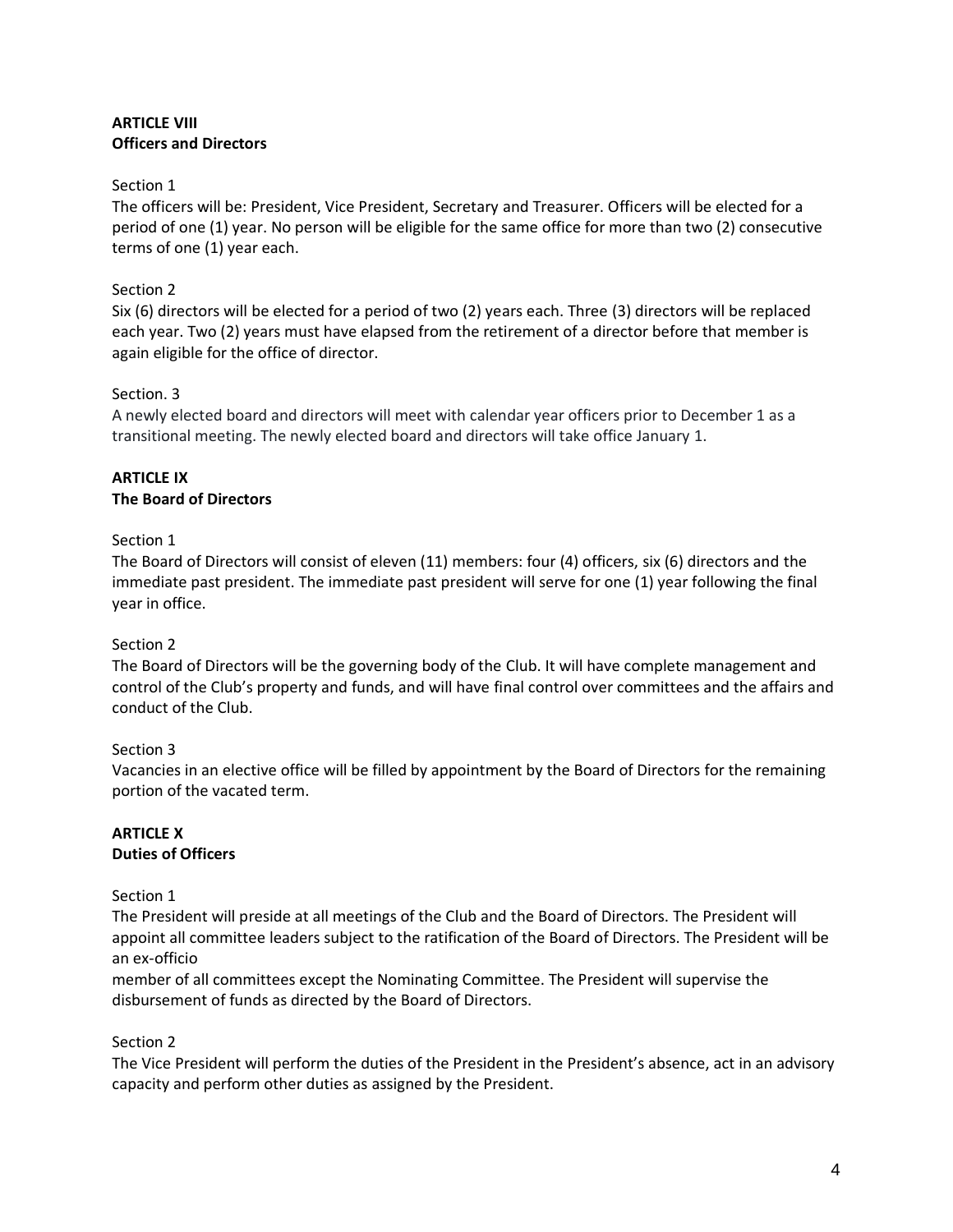**ARTICLE VIII**
**Officers and Directors**

Section 1
The officers will be: President, Vice President, Secretary and Treasurer. Officers will be elected for a period of one (1) year. No person will be eligible for the same office for more than two (2) consecutive terms of one (1) year each.

Section 2
Six (6) directors will be elected for a period of two (2) years each. Three (3) directors will be replaced each year. Two (2) years must have elapsed from the retirement of a director before that member is again eligible for the office of director.

Section. 3
A newly elected board and directors will meet with calendar year officers prior to December 1 as a transitional meeting. The newly elected board and directors will take office January 1.

**ARTICLE IX**
**The Board of Directors**

Section 1
The Board of Directors will consist of eleven (11) members: four (4) officers, six (6) directors and the immediate past president. The immediate past president will serve for one (1) year following the final year in office.

Section 2
The Board of Directors will be the governing body of the Club. It will have complete management and control of the Club's property and funds, and will have final control over committees and the affairs and conduct of the Club.

Section 3
Vacancies in an elective office will be filled by appointment by the Board of Directors for the remaining portion of the vacated term.

**ARTICLE X**
**Duties of Officers**

Section 1
The President will preside at all meetings of the Club and the Board of Directors. The President will appoint all committee leaders subject to the ratification of the Board of Directors. The President will be an ex-officio
member of all committees except the Nominating Committee. The President will supervise the disbursement of funds as directed by the Board of Directors.

Section 2
The Vice President will perform the duties of the President in the President's absence, act in an advisory capacity and perform other duties as assigned by the President.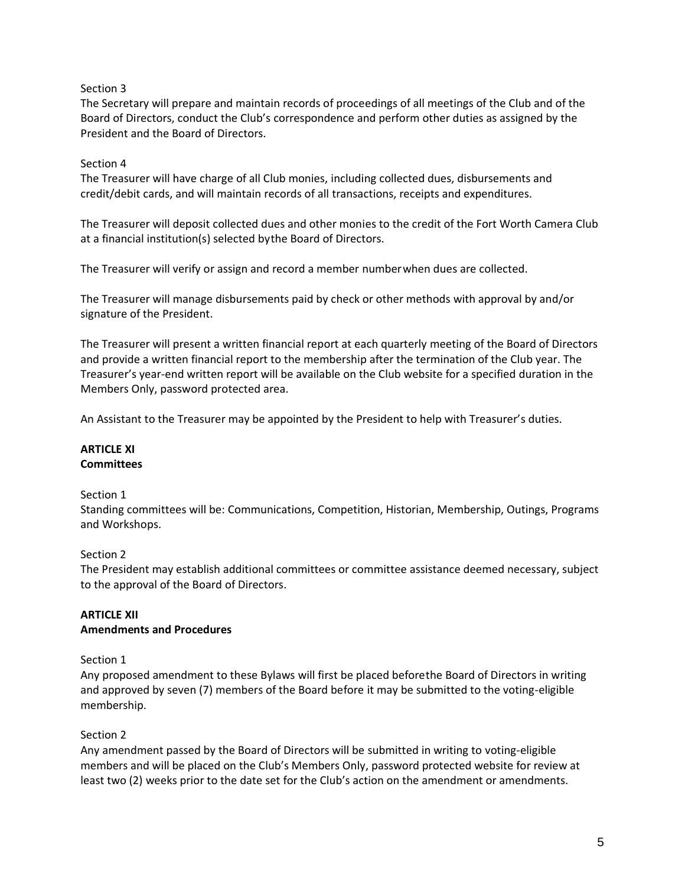Section 3

The Secretary will prepare and maintain records of proceedings of all meetings of the Club and of the Board of Directors, conduct the Club's correspondence and perform other duties as assigned by the President and the Board of Directors.

Section 4

The Treasurer will have charge of all Club monies, including collected dues, disbursements and credit/debit cards, and will maintain records of all transactions, receipts and expenditures.

The Treasurer will deposit collected dues and other monies to the credit of the Fort Worth Camera Club at a financial institution(s) selected by the Board of Directors.

The Treasurer will verify or assign and record a member number when dues are collected.

The Treasurer will manage disbursements paid by check or other methods with approval by and/or signature of the President.

The Treasurer will present a written financial report at each quarterly meeting of the Board of Directors and provide a written financial report to the membership after the termination of the Club year. The Treasurer's year-end written report will be available on the Club website for a specified duration in the Members Only, password protected area.

An Assistant to the Treasurer may be appointed by the President to help with Treasurer's duties.

## ARTICLE XI
## Committees

Section 1

Standing committees will be: Communications, Competition, Historian, Membership, Outings, Programs and Workshops.

Section 2

The President may establish additional committees or committee assistance deemed necessary, subject to the approval of the Board of Directors.

## ARTICLE XII
## Amendments and Procedures

Section 1

Any proposed amendment to these Bylaws will first be placed before the Board of Directors in writing and approved by seven (7) members of the Board before it may be submitted to the voting-eligible membership.

Section 2

Any amendment passed by the Board of Directors will be submitted in writing to voting-eligible members and will be placed on the Club's Members Only, password protected website for review at least two (2) weeks prior to the date set for the Club's action on the amendment or amendments.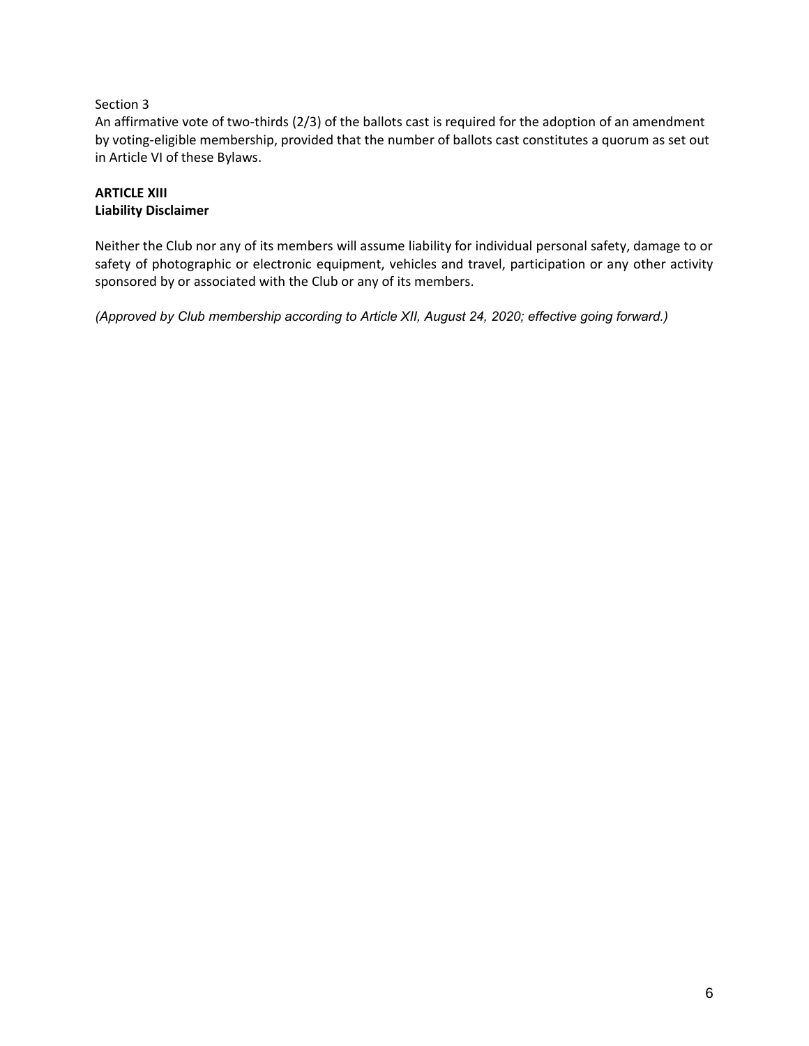Section 3

An affirmative vote of two-thirds (2/3) of the ballots cast is required for the adoption of an amendment by voting-eligible membership, provided that the number of ballots cast constitutes a quorum as set out in Article VI of these Bylaws.

**ARTICLE XIII**
**Liability Disclaimer**

Neither the Club nor any of its members will assume liability for individual personal safety, damage to or safety of photographic or electronic equipment, vehicles and travel, participation or any other activity sponsored by or associated with the Club or any of its members.

*(Approved by Club membership according to Article XII, August 24, 2020; effective going forward.)*